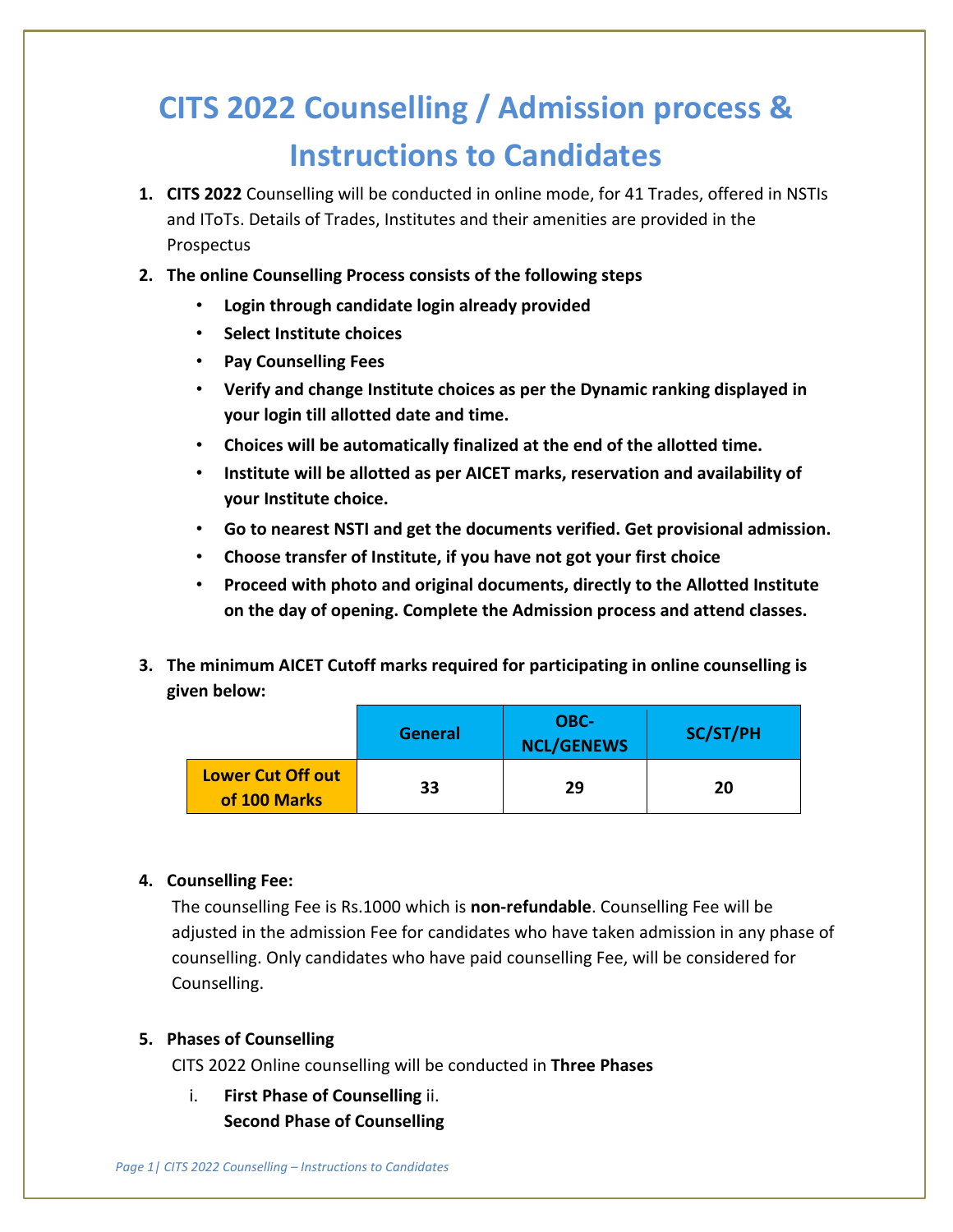# CITS 2022 Counselling / Admission process & Instructions to Candidates

1. **CITS 2022** Counselling will be conducted in online mode, for 41 Trades, offered in NSTIs and IToTs. Details of Trades, Institutes and their amenities are provided in the Prospectus
2. **The online Counselling Process consists of the following steps**
   - **Login through candidate login already provided**
   - **Select Institute choices**
   - **Pay Counselling Fees**
   - **Verify and change Institute choices as per the Dynamic ranking displayed in your login till allotted date and time.**
   - **Choices will be automatically finalized at the end of the allotted time.**
   - **Institute will be allotted as per AICET marks, reservation and availability of your Institute choice.**
   - **Go to nearest NSTI and get the documents verified. Get provisional admission.**
   - **Choose transfer of Institute, if you have not got your first choice**
   - **Proceed with photo and original documents, directly to the Allotted Institute on the day of opening. Complete the Admission process and attend classes.**
3. **The minimum AICET Cutoff marks required for participating in online counselling is given below:**

| | General | OBC-NCL/GENEWS | SC/ST/PH |
|---|---|---|---|
| **Lower Cut Off out of 100 Marks** | 33 | 29 | 20 |

4. **Counselling Fee:**

   The counselling Fee is Rs.1000 which is **non-refundable**. Counselling Fee will be adjusted in the admission Fee for candidates who have taken admission in any phase of counselling. Only candidates who have paid counselling Fee, will be considered for Counselling.

5. **Phases of Counselling**

   CITS 2022 Online counselling will be conducted in **Three Phases**

   i. **First Phase of Counselling**
   ii. **Second Phase of Counselling**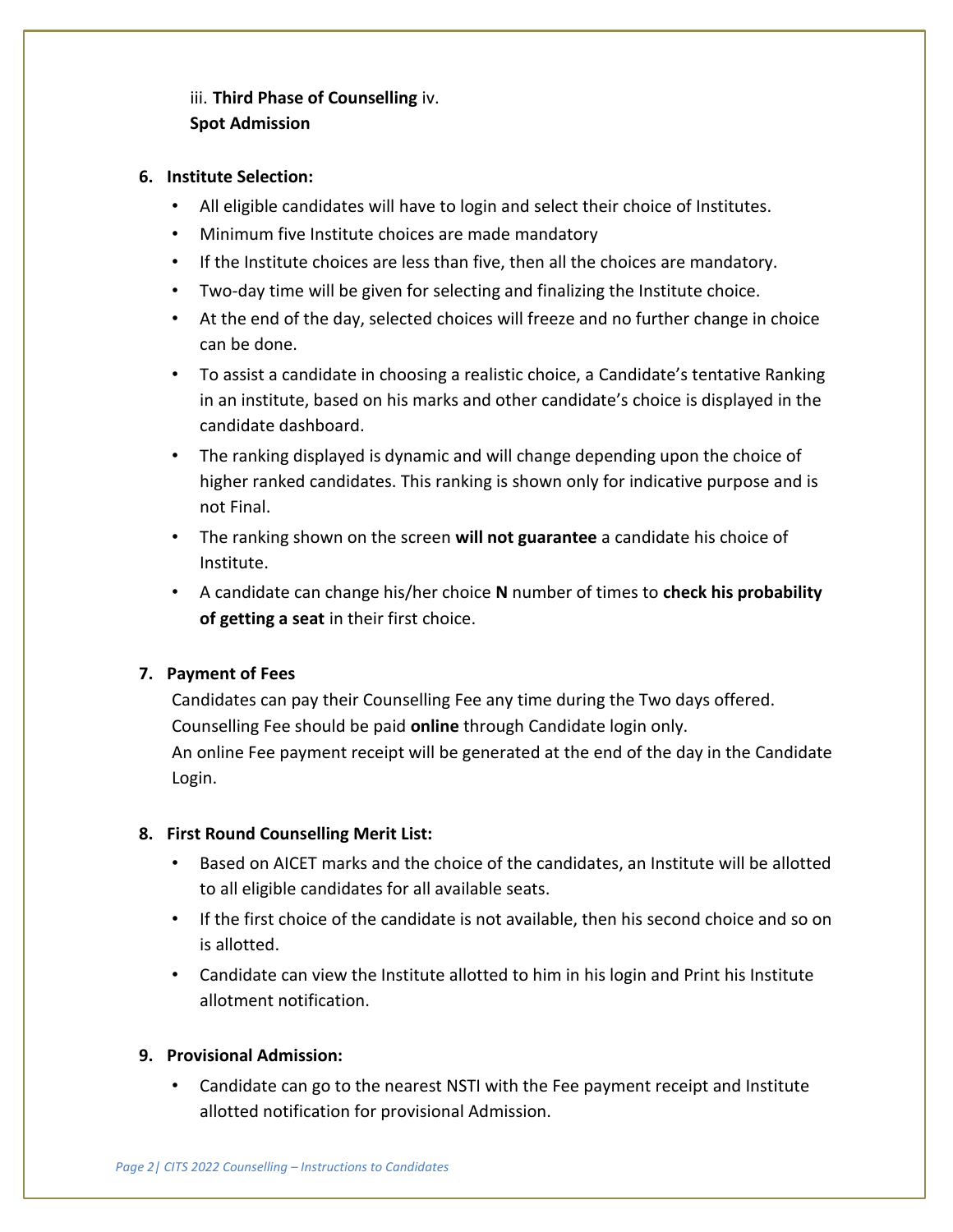iii. **Third Phase of Counselling** iv. **Spot Admission**

6. **Institute Selection:**
   - All eligible candidates will have to login and select their choice of Institutes.
   - Minimum five Institute choices are made mandatory
   - If the Institute choices are less than five, then all the choices are mandatory.
   - Two-day time will be given for selecting and finalizing the Institute choice.
   - At the end of the day, selected choices will freeze and no further change in choice can be done.
   - To assist a candidate in choosing a realistic choice, a Candidate's tentative Ranking in an institute, based on his marks and other candidate's choice is displayed in the candidate dashboard.
   - The ranking displayed is dynamic and will change depending upon the choice of higher ranked candidates. This ranking is shown only for indicative purpose and is not Final.
   - The ranking shown on the screen **will not guarantee** a candidate his choice of Institute.
   - A candidate can change his/her choice **N** number of times to **check his probability of getting a seat** in their first choice.

7. **Payment of Fees**

   Candidates can pay their Counselling Fee any time during the Two days offered. Counselling Fee should be paid **online** through Candidate login only.
   An online Fee payment receipt will be generated at the end of the day in the Candidate Login.

8. **First Round Counselling Merit List:**
   - Based on AICET marks and the choice of the candidates, an Institute will be allotted to all eligible candidates for all available seats.
   - If the first choice of the candidate is not available, then his second choice and so on is allotted.
   - Candidate can view the Institute allotted to him in his login and Print his Institute allotment notification.

9. **Provisional Admission:**
   - Candidate can go to the nearest NSTI with the Fee payment receipt and Institute allotted notification for provisional Admission.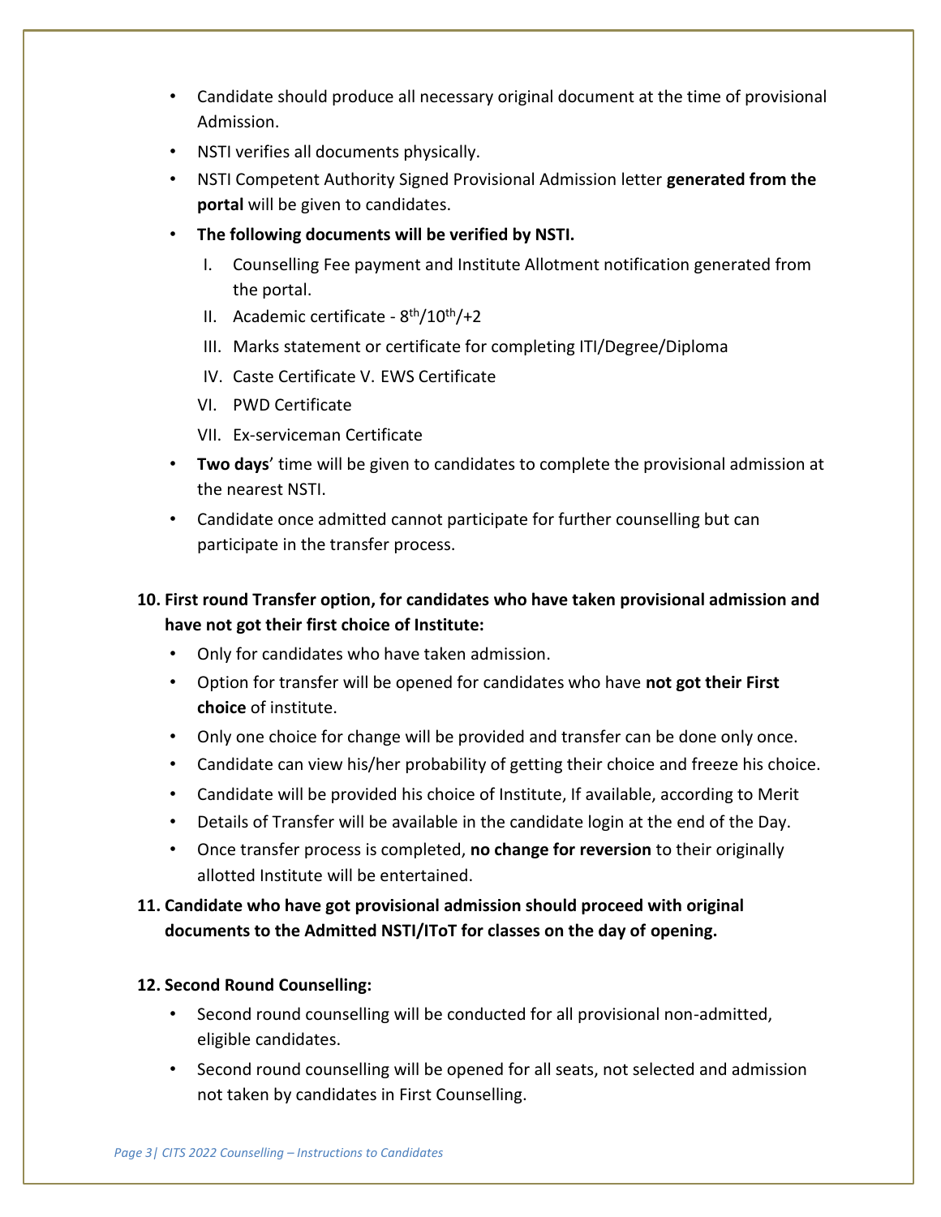- Candidate should produce all necessary original document at the time of provisional Admission.
- NSTI verifies all documents physically.
- NSTI Competent Authority Signed Provisional Admission letter **generated from the portal** will be given to candidates.
- **The following documents will be verified by NSTI.**
  - I. Counselling Fee payment and Institute Allotment notification generated from the portal.
  - II. Academic certificate - $8^{th}$/$10^{th}$/+2
  - III. Marks statement or certificate for completing ITI/Degree/Diploma
  - IV. Caste Certificate V. EWS Certificate
  - VI. PWD Certificate
  - VII. Ex-serviceman Certificate
- **Two days**' time will be given to candidates to complete the provisional admission at the nearest NSTI.
- Candidate once admitted cannot participate for further counselling but can participate in the transfer process.

**10. First round Transfer option, for candidates who have taken provisional admission and have not got their first choice of Institute:**

- Only for candidates who have taken admission.
- Option for transfer will be opened for candidates who have **not got their First choice** of institute.
- Only one choice for change will be provided and transfer can be done only once.
- Candidate can view his/her probability of getting their choice and freeze his choice.
- Candidate will be provided his choice of Institute, If available, according to Merit
- Details of Transfer will be available in the candidate login at the end of the Day.
- Once transfer process is completed, **no change for reversion** to their originally allotted Institute will be entertained.

**11. Candidate who have got provisional admission should proceed with original documents to the Admitted NSTI/IToT for classes on the day of opening.**

**12. Second Round Counselling:**

- Second round counselling will be conducted for all provisional non-admitted, eligible candidates.
- Second round counselling will be opened for all seats, not selected and admission not taken by candidates in First Counselling.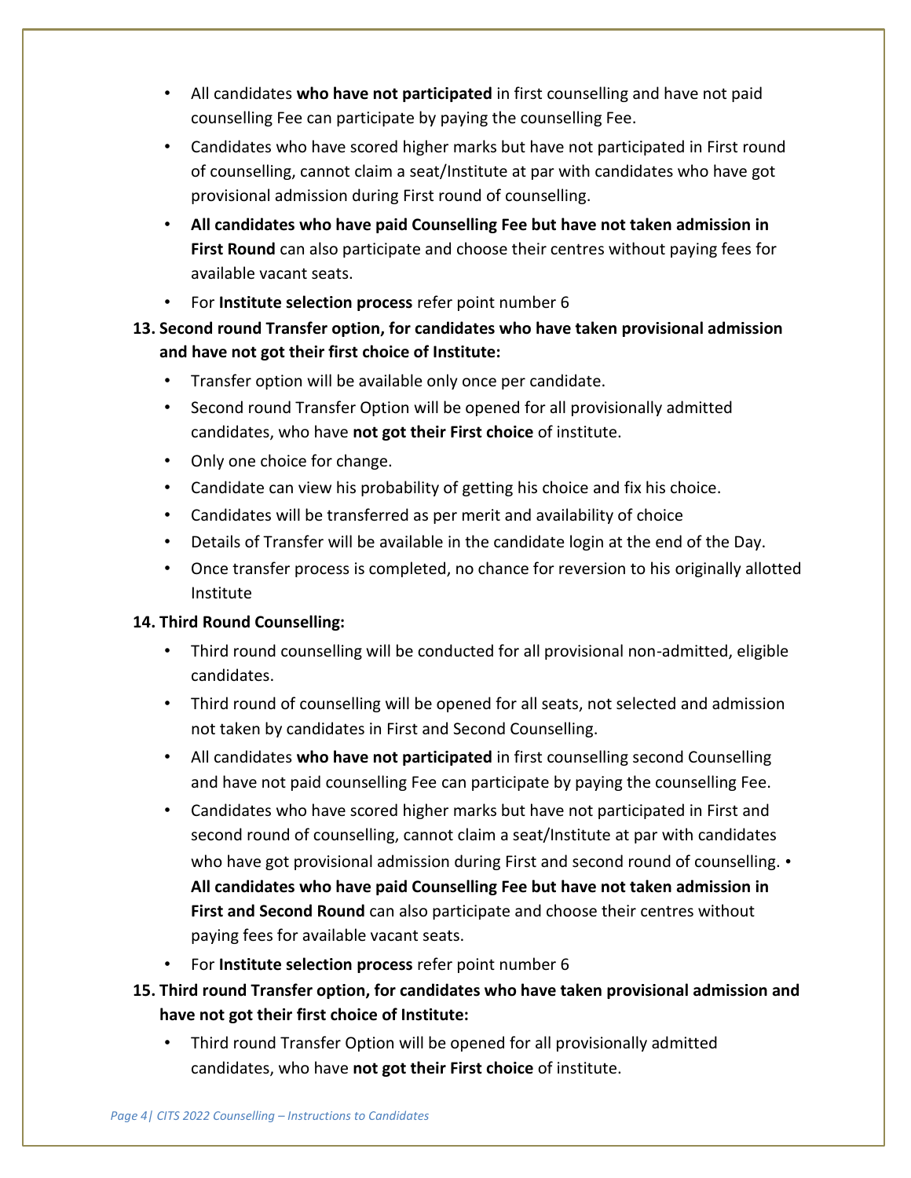- All candidates **who have not participated** in first counselling and have not paid counselling Fee can participate by paying the counselling Fee.
- Candidates who have scored higher marks but have not participated in First round of counselling, cannot claim a seat/Institute at par with candidates who have got provisional admission during First round of counselling.
- **All candidates who have paid Counselling Fee but have not taken admission in First Round** can also participate and choose their centres without paying fees for available vacant seats.
- For **Institute selection process** refer point number 6

**13. Second round Transfer option, for candidates who have taken provisional admission and have not got their first choice of Institute:**

- Transfer option will be available only once per candidate.
- Second round Transfer Option will be opened for all provisionally admitted candidates, who have **not got their First choice** of institute.
- Only one choice for change.
- Candidate can view his probability of getting his choice and fix his choice.
- Candidates will be transferred as per merit and availability of choice
- Details of Transfer will be available in the candidate login at the end of the Day.
- Once transfer process is completed, no chance for reversion to his originally allotted Institute

**14. Third Round Counselling:**

- Third round counselling will be conducted for all provisional non-admitted, eligible candidates.
- Third round of counselling will be opened for all seats, not selected and admission not taken by candidates in First and Second Counselling.
- All candidates **who have not participated** in first counselling second Counselling and have not paid counselling Fee can participate by paying the counselling Fee.
- Candidates who have scored higher marks but have not participated in First and second round of counselling, cannot claim a seat/Institute at par with candidates who have got provisional admission during First and second round of counselling. • **All candidates who have paid Counselling Fee but have not taken admission in First and Second Round** can also participate and choose their centres without paying fees for available vacant seats.
- For **Institute selection process** refer point number 6

**15. Third round Transfer option, for candidates who have taken provisional admission and have not got their first choice of Institute:**

- Third round Transfer Option will be opened for all provisionally admitted candidates, who have **not got their First choice** of institute.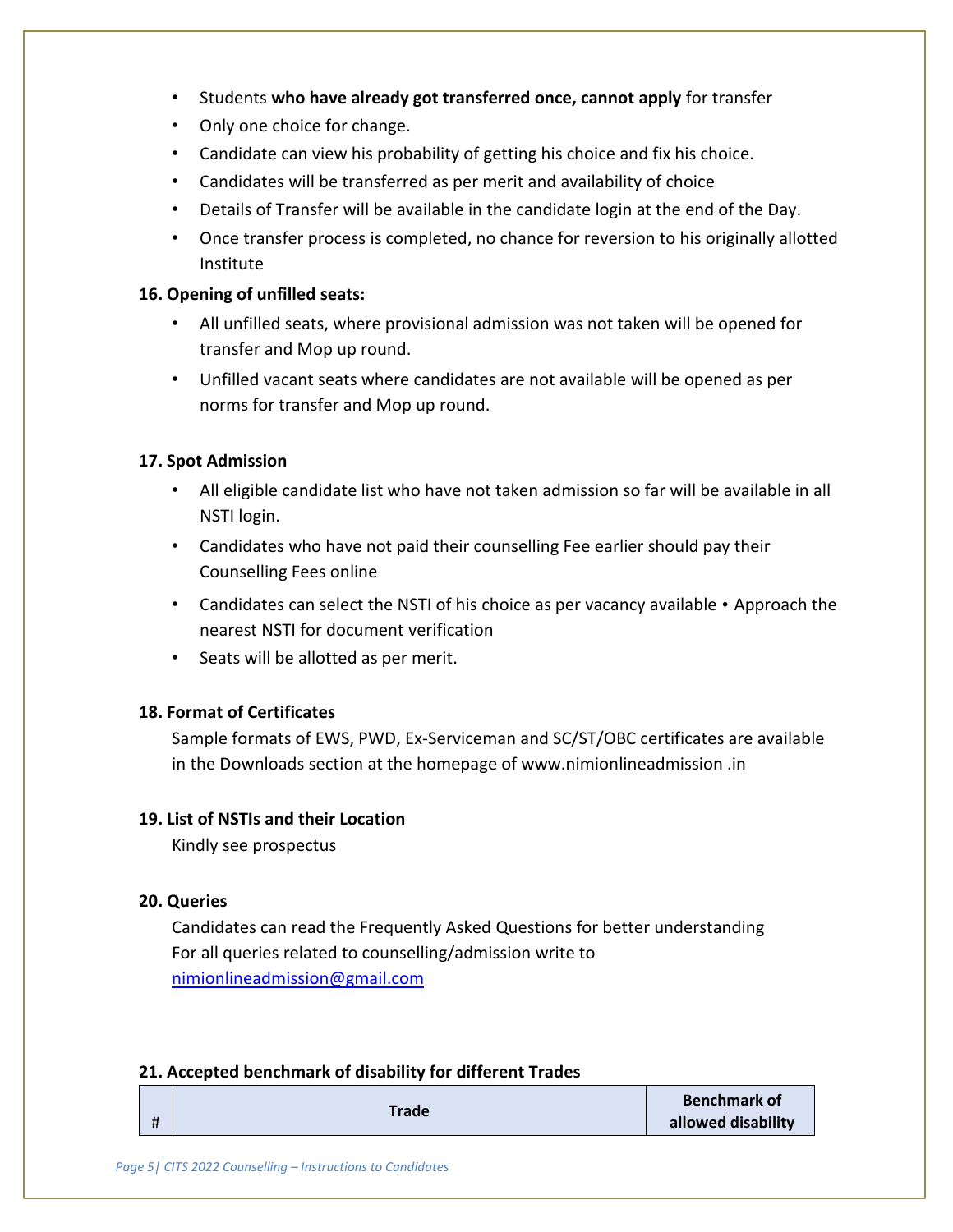- Students **who have already got transferred once, cannot apply** for transfer
- Only one choice for change.
- Candidate can view his probability of getting his choice and fix his choice.
- Candidates will be transferred as per merit and availability of choice
- Details of Transfer will be available in the candidate login at the end of the Day.
- Once transfer process is completed, no chance for reversion to his originally allotted Institute

**16. Opening of unfilled seats:**

- All unfilled seats, where provisional admission was not taken will be opened for transfer and Mop up round.
- Unfilled vacant seats where candidates are not available will be opened as per norms for transfer and Mop up round.

**17. Spot Admission**

- All eligible candidate list who have not taken admission so far will be available in all NSTI login.
- Candidates who have not paid their counselling Fee earlier should pay their Counselling Fees online
- Candidates can select the NSTI of his choice as per vacancy available • Approach the nearest NSTI for document verification
- Seats will be allotted as per merit.

**18. Format of Certificates**

Sample formats of EWS, PWD, Ex-Serviceman and SC/ST/OBC certificates are available in the Downloads section at the homepage of www.nimionlineadmission .in

**19. List of NSTIs and their Location**

Kindly see prospectus

**20. Queries**

Candidates can read the Frequently Asked Questions for better understanding
For all queries related to counselling/admission write to
nimionlineadmission@gmail.com

**21. Accepted benchmark of disability for different Trades**

| # | Trade | Benchmark of allowed disability |
|---|---|---|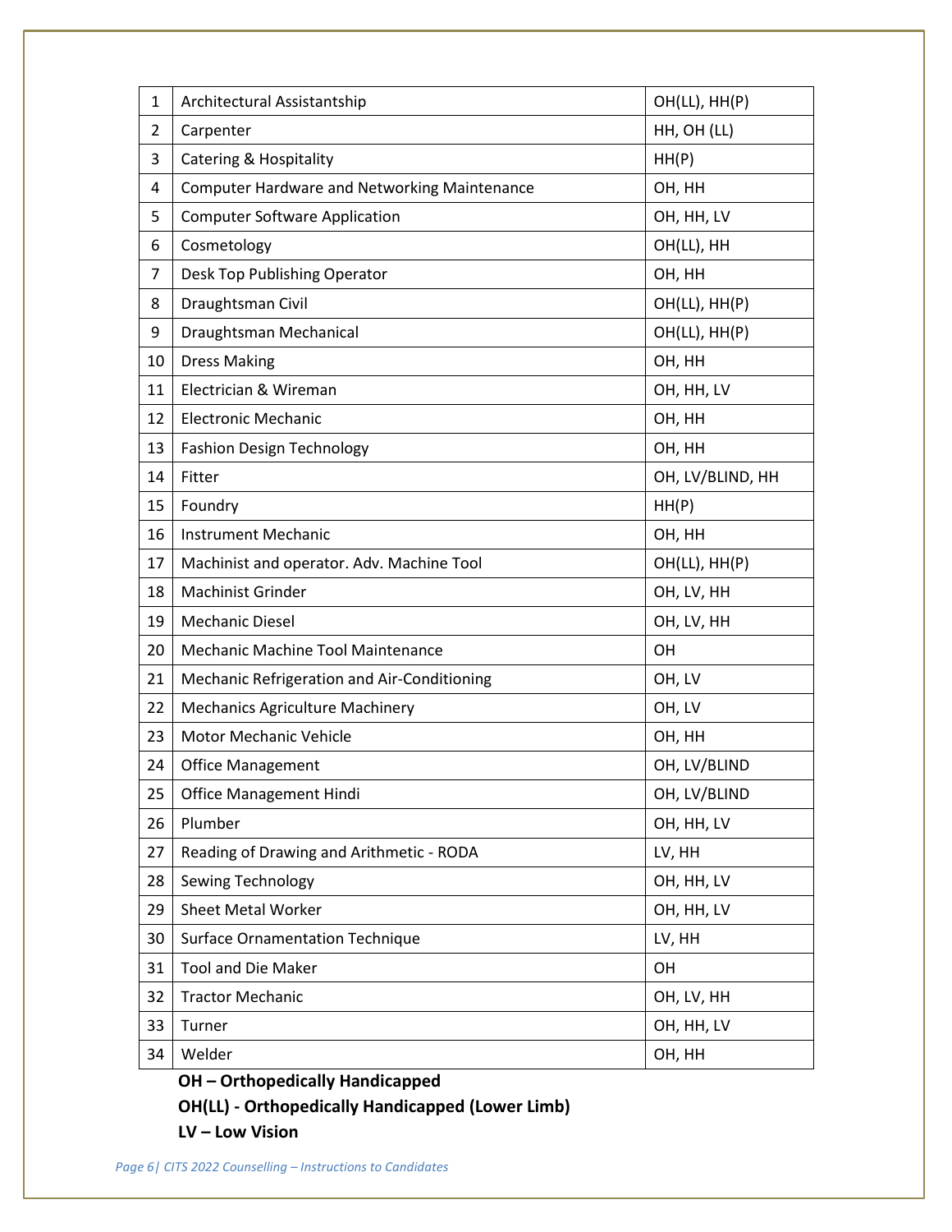| 1 | Architectural Assistantship | OH(LL), HH(P) |
|---|---|---|
| 2 | Carpenter | HH, OH (LL) |
| 3 | Catering & Hospitality | HH(P) |
| 4 | Computer Hardware and Networking Maintenance | OH, HH |
| 5 | Computer Software Application | OH, HH, LV |
| 6 | Cosmetology | OH(LL), HH |
| 7 | Desk Top Publishing Operator | OH, HH |
| 8 | Draughtsman Civil | OH(LL), HH(P) |
| 9 | Draughtsman Mechanical | OH(LL), HH(P) |
| 10 | Dress Making | OH, HH |
| 11 | Electrician & Wireman | OH, HH, LV |
| 12 | Electronic Mechanic | OH, HH |
| 13 | Fashion Design Technology | OH, HH |
| 14 | Fitter | OH, LV/BLIND, HH |
| 15 | Foundry | HH(P) |
| 16 | Instrument Mechanic | OH, HH |
| 17 | Machinist and operator. Adv. Machine Tool | OH(LL), HH(P) |
| 18 | Machinist Grinder | OH, LV, HH |
| 19 | Mechanic Diesel | OH, LV, HH |
| 20 | Mechanic Machine Tool Maintenance | OH |
| 21 | Mechanic Refrigeration and Air-Conditioning | OH, LV |
| 22 | Mechanics Agriculture Machinery | OH, LV |
| 23 | Motor Mechanic Vehicle | OH, HH |
| 24 | Office Management | OH, LV/BLIND |
| 25 | Office Management Hindi | OH, LV/BLIND |
| 26 | Plumber | OH, HH, LV |
| 27 | Reading of Drawing and Arithmetic - RODA | LV, HH |
| 28 | Sewing Technology | OH, HH, LV |
| 29 | Sheet Metal Worker | OH, HH, LV |
| 30 | Surface Ornamentation Technique | LV, HH |
| 31 | Tool and Die Maker | OH |
| 32 | Tractor Mechanic | OH, LV, HH |
| 33 | Turner | OH, HH, LV |
| 34 | Welder | OH, HH |

**OH – Orthopedically Handicapped**

**OH(LL) - Orthopedically Handicapped (Lower Limb)**

**LV – Low Vision**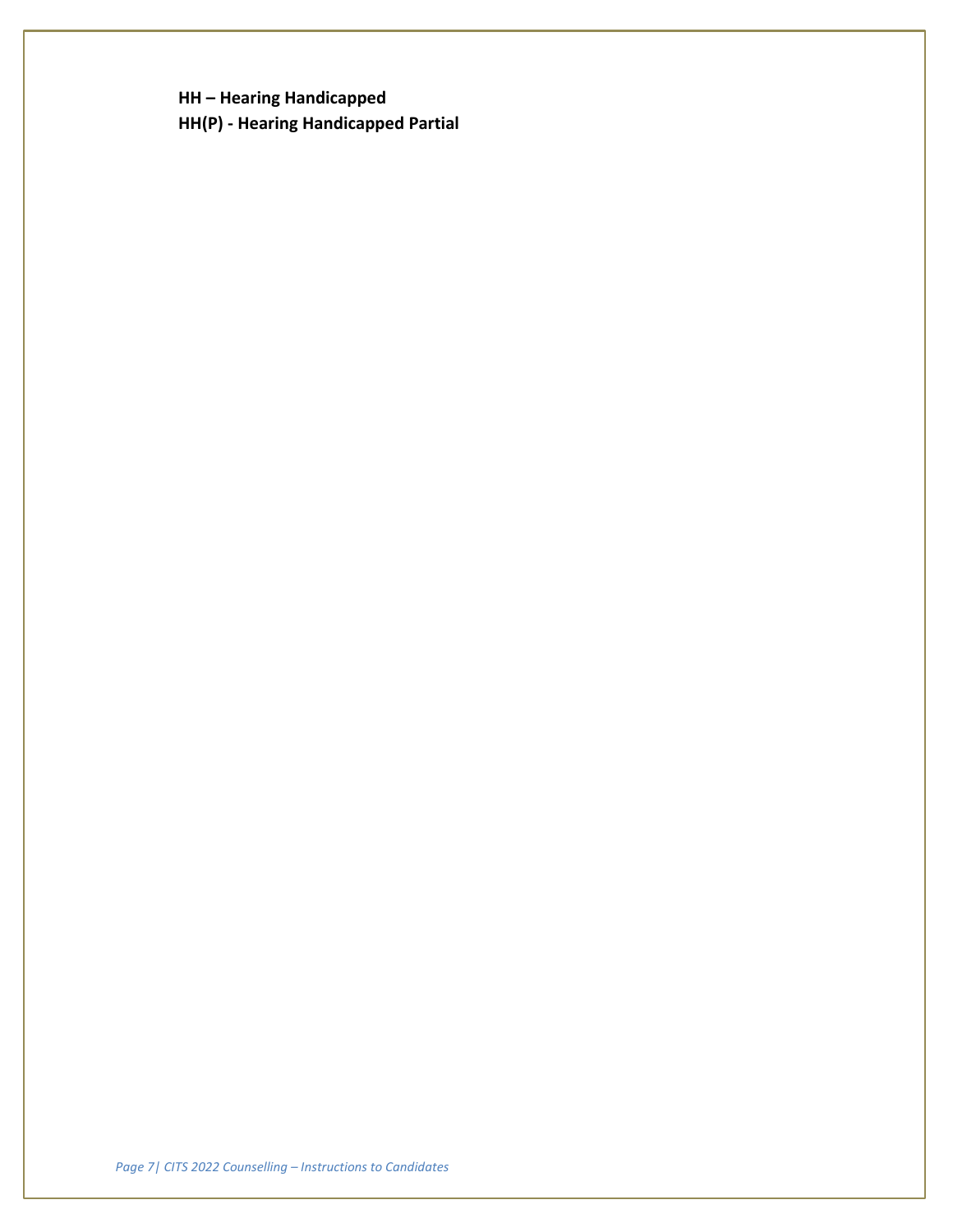**HH – Hearing Handicapped**
**HH(P) - Hearing Handicapped Partial**